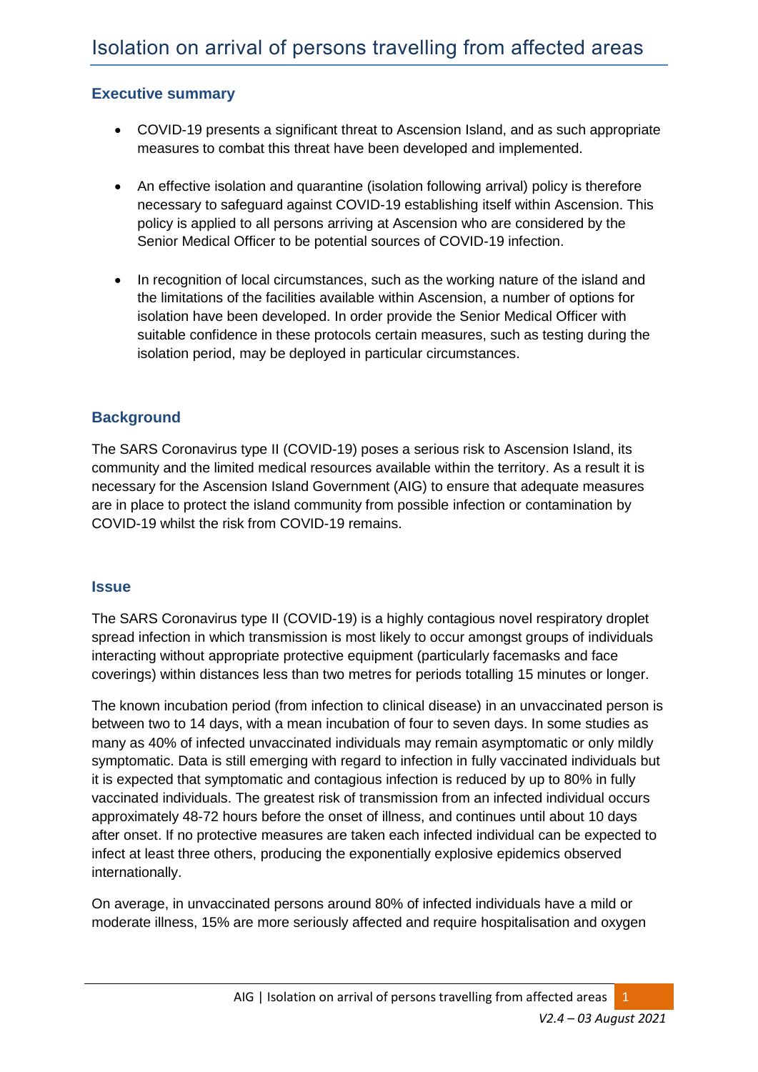# Isolation on arrival of persons travelling from affected areas

## Executive summary

- COVID-19 presents a significant threat to Ascension Island, and as such appropriate measures to combat this threat have been developed and implemented.
- An effective isolation and quarantine (isolation following arrival) policy is therefore necessary to safeguard against COVID-19 establishing itself within Ascension. This policy is applied to all persons arriving at Ascension who are considered by the Senior Medical Officer to be potential sources of COVID-19 infection.
- In recognition of local circumstances, such as the working nature of the island and the limitations of the facilities available within Ascension, a number of options for isolation have been developed. In order provide the Senior Medical Officer with suitable confidence in these protocols certain measures, such as testing during the isolation period, may be deployed in particular circumstances.

## Background

The SARS Coronavirus type II (COVID-19) poses a serious risk to Ascension Island, its community and the limited medical resources available within the territory. As a result it is necessary for the Ascension Island Government (AIG) to ensure that adequate measures are in place to protect the island community from possible infection or contamination by COVID-19 whilst the risk from COVID-19 remains.

## Issue

The SARS Coronavirus type II (COVID-19) is a highly contagious novel respiratory droplet spread infection in which transmission is most likely to occur amongst groups of individuals interacting without appropriate protective equipment (particularly facemasks and face coverings) within distances less than two metres for periods totalling 15 minutes or longer.

The known incubation period (from infection to clinical disease) in an unvaccinated person is between two to 14 days, with a mean incubation of four to seven days. In some studies as many as 40% of infected unvaccinated individuals may remain asymptomatic or only mildly symptomatic. Data is still emerging with regard to infection in fully vaccinated individuals but it is expected that symptomatic and contagious infection is reduced by up to 80% in fully vaccinated individuals. The greatest risk of transmission from an infected individual occurs approximately 48-72 hours before the onset of illness, and continues until about 10 days after onset. If no protective measures are taken each infected individual can be expected to infect at least three others, producing the exponentially explosive epidemics observed internationally.

On average, in unvaccinated persons around 80% of infected individuals have a mild or moderate illness, 15% are more seriously affected and require hospitalisation and oxygen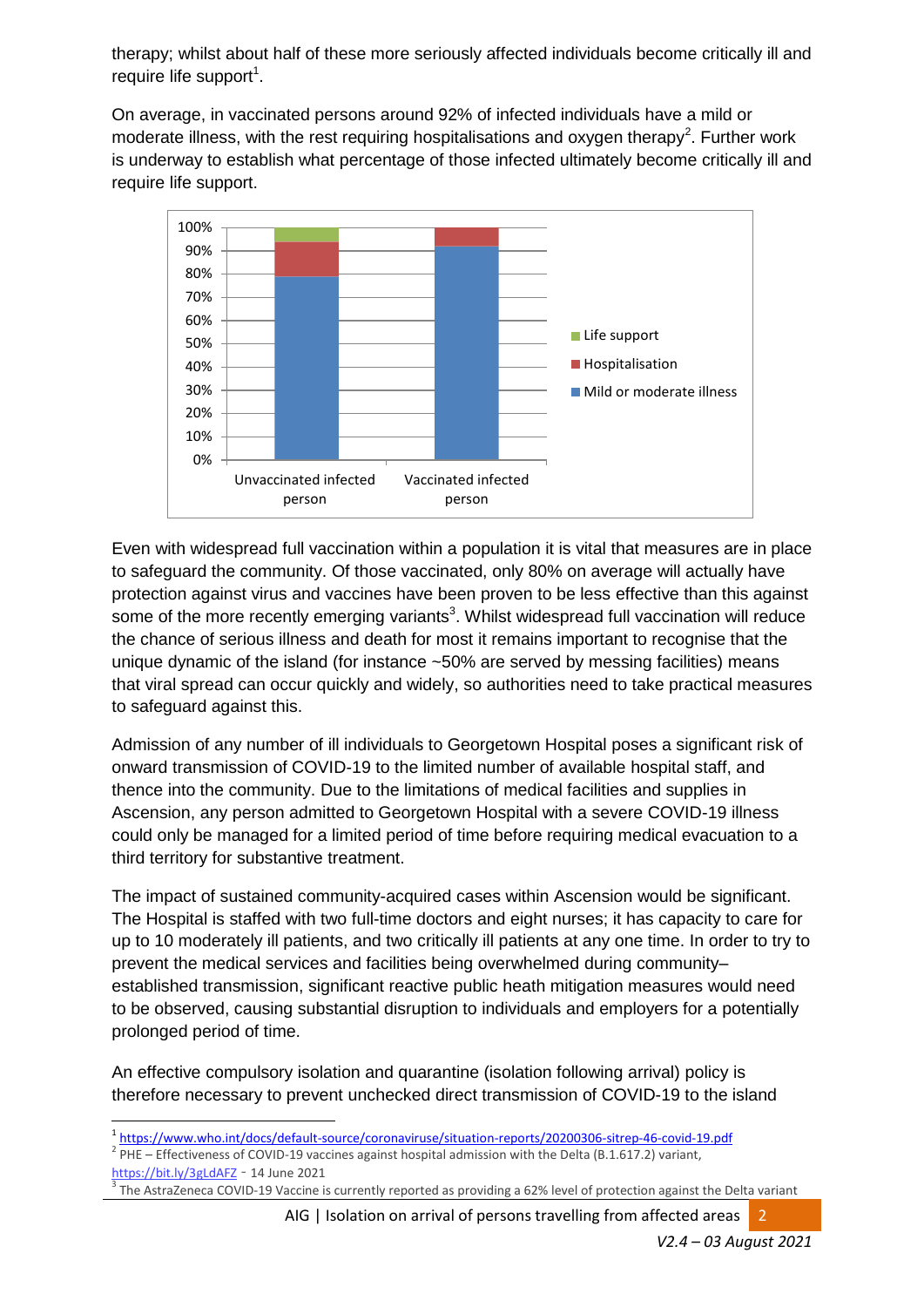therapy; whilst about half of these more seriously affected individuals become critically ill and require life support[1].

On average, in vaccinated persons around 92% of infected individuals have a mild or moderate illness, with the rest requiring hospitalisations and oxygen therapy[2]. Further work is underway to establish what percentage of those infected ultimately become critically ill and require life support.

Even with widespread full vaccination within a population it is vital that measures are in place to safeguard the community. Of those vaccinated, only 80% on average will actually have protection against virus and vaccines have been proven to be less effective than this against some of the more recently emerging variants[3]. Whilst widespread full vaccination will reduce the chance of serious illness and death for most it remains important to recognise that the unique dynamic of the island (for instance ~50% are served by messing facilities) means that viral spread can occur quickly and widely, so authorities need to take practical measures to safeguard against this.

Admission of any number of ill individuals to Georgetown Hospital poses a significant risk of onward transmission of COVID-19 to the limited number of available hospital staff, and thence into the community. Due to the limitations of medical facilities and supplies in Ascension, any person admitted to Georgetown Hospital with a severe COVID-19 illness could only be managed for a limited period of time before requiring medical evacuation to a third territory for substantive treatment.

The impact of sustained community-acquired cases within Ascension would be significant. The Hospital is staffed with two full-time doctors and eight nurses; it has capacity to care for up to 10 moderately ill patients, and two critically ill patients at any one time. In order to try to prevent the medical services and facilities being overwhelmed during community–established transmission, significant reactive public heath mitigation measures would need to be observed, causing substantial disruption to individuals and employers for a potentially prolonged period of time.

An effective compulsory isolation and quarantine (isolation following arrival) policy is therefore necessary to prevent unchecked direct transmission of COVID-19 to the island

---

[1] https://www.who.int/docs/default-source/coronaviruse/situation-reports/20200306-sitrep-46-covid-19.pdf

[2] PHE – Effectiveness of COVID-19 vaccines against hospital admission with the Delta (B.1.617.2) variant, https://bit.ly/3gLdAFZ - 14 June 2021

[3] The AstraZeneca COVID-19 Vaccine is currently reported as providing a 62% level of protection against the Delta variant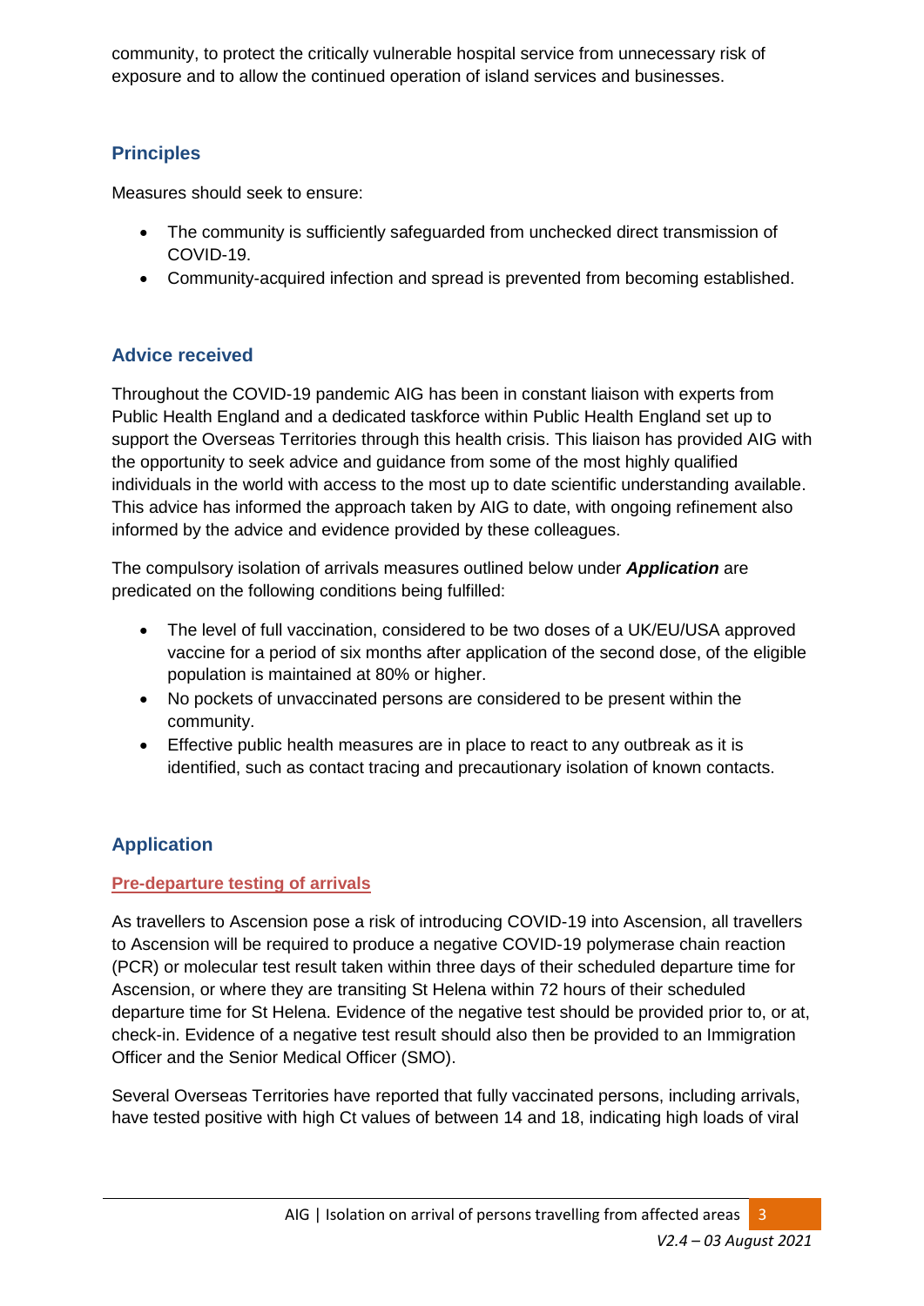community, to protect the critically vulnerable hospital service from unnecessary risk of exposure and to allow the continued operation of island services and businesses.

## Principles

Measures should seek to ensure:

- The community is sufficiently safeguarded from unchecked direct transmission of COVID-19.
- Community-acquired infection and spread is prevented from becoming established.

## Advice received

Throughout the COVID-19 pandemic AIG has been in constant liaison with experts from Public Health England and a dedicated taskforce within Public Health England set up to support the Overseas Territories through this health crisis. This liaison has provided AIG with the opportunity to seek advice and guidance from some of the most highly qualified individuals in the world with access to the most up to date scientific understanding available. This advice has informed the approach taken by AIG to date, with ongoing refinement also informed by the advice and evidence provided by these colleagues.

The compulsory isolation of arrivals measures outlined below under ***Application*** are predicated on the following conditions being fulfilled:

- The level of full vaccination, considered to be two doses of a UK/EU/USA approved vaccine for a period of six months after application of the second dose, of the eligible population is maintained at 80% or higher.
- No pockets of unvaccinated persons are considered to be present within the community.
- Effective public health measures are in place to react to any outbreak as it is identified, such as contact tracing and precautionary isolation of known contacts.

## Application

### Pre-departure testing of arrivals

As travellers to Ascension pose a risk of introducing COVID-19 into Ascension, all travellers to Ascension will be required to produce a negative COVID-19 polymerase chain reaction (PCR) or molecular test result taken within three days of their scheduled departure time for Ascension, or where they are transiting St Helena within 72 hours of their scheduled departure time for St Helena. Evidence of the negative test should be provided prior to, or at, check-in. Evidence of a negative test result should also then be provided to an Immigration Officer and the Senior Medical Officer (SMO).

Several Overseas Territories have reported that fully vaccinated persons, including arrivals, have tested positive with high Ct values of between 14 and 18, indicating high loads of viral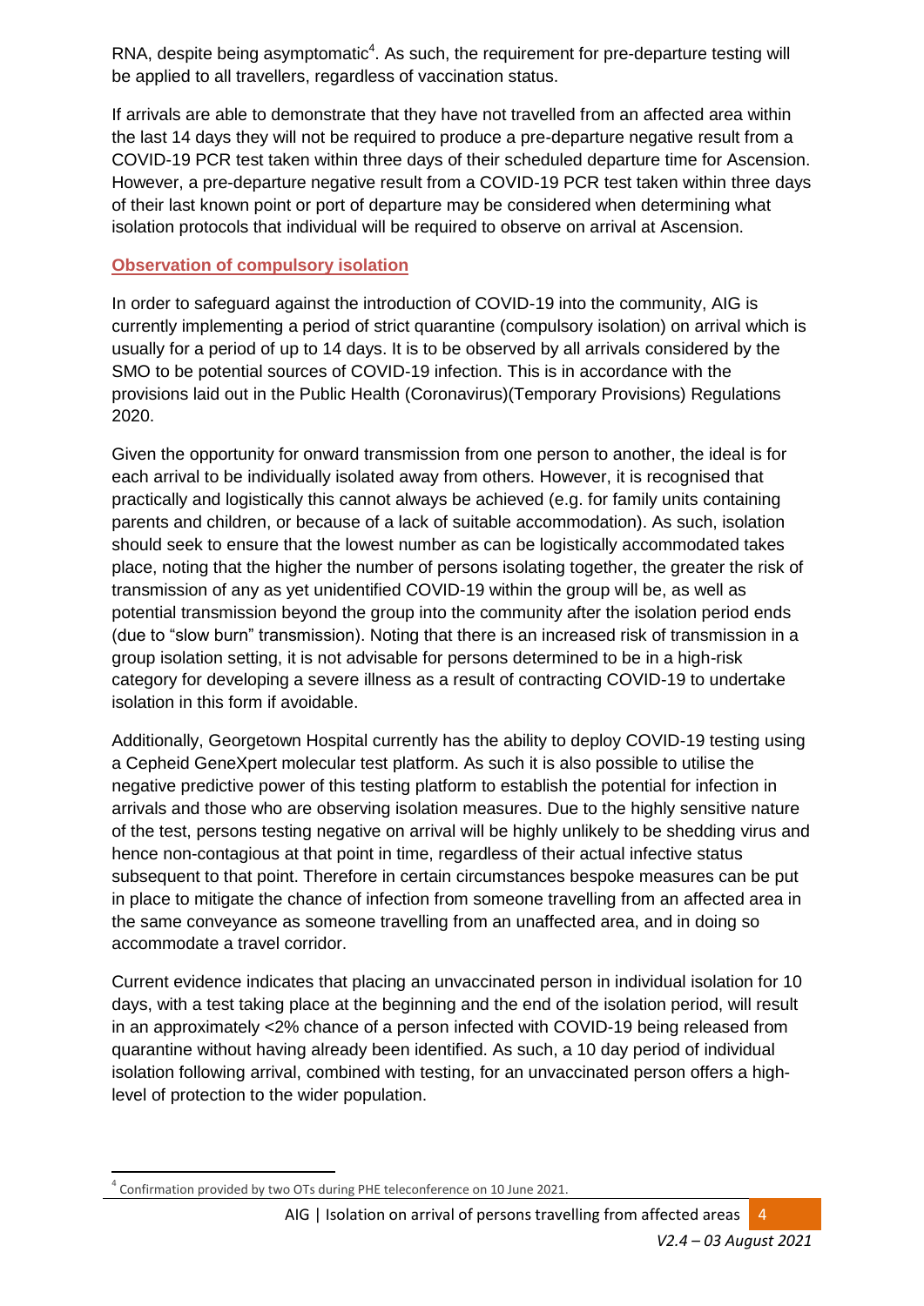RNA, despite being asymptomatic[4]. As such, the requirement for pre-departure testing will be applied to all travellers, regardless of vaccination status.

If arrivals are able to demonstrate that they have not travelled from an affected area within the last 14 days they will not be required to produce a pre-departure negative result from a COVID-19 PCR test taken within three days of their scheduled departure time for Ascension. However, a pre-departure negative result from a COVID-19 PCR test taken within three days of their last known point or port of departure may be considered when determining what isolation protocols that individual will be required to observe on arrival at Ascension.

## Observation of compulsory isolation

In order to safeguard against the introduction of COVID-19 into the community, AIG is currently implementing a period of strict quarantine (compulsory isolation) on arrival which is usually for a period of up to 14 days. It is to be observed by all arrivals considered by the SMO to be potential sources of COVID-19 infection. This is in accordance with the provisions laid out in the Public Health (Coronavirus)(Temporary Provisions) Regulations 2020.

Given the opportunity for onward transmission from one person to another, the ideal is for each arrival to be individually isolated away from others. However, it is recognised that practically and logistically this cannot always be achieved (e.g. for family units containing parents and children, or because of a lack of suitable accommodation). As such, isolation should seek to ensure that the lowest number as can be logistically accommodated takes place, noting that the higher the number of persons isolating together, the greater the risk of transmission of any as yet unidentified COVID-19 within the group will be, as well as potential transmission beyond the group into the community after the isolation period ends (due to "slow burn" transmission). Noting that there is an increased risk of transmission in a group isolation setting, it is not advisable for persons determined to be in a high-risk category for developing a severe illness as a result of contracting COVID-19 to undertake isolation in this form if avoidable.

Additionally, Georgetown Hospital currently has the ability to deploy COVID-19 testing using a Cepheid GeneXpert molecular test platform. As such it is also possible to utilise the negative predictive power of this testing platform to establish the potential for infection in arrivals and those who are observing isolation measures. Due to the highly sensitive nature of the test, persons testing negative on arrival will be highly unlikely to be shedding virus and hence non-contagious at that point in time, regardless of their actual infective status subsequent to that point. Therefore in certain circumstances bespoke measures can be put in place to mitigate the chance of infection from someone travelling from an affected area in the same conveyance as someone travelling from an unaffected area, and in doing so accommodate a travel corridor.

Current evidence indicates that placing an unvaccinated person in individual isolation for 10 days, with a test taking place at the beginning and the end of the isolation period, will result in an approximately <2% chance of a person infected with COVID-19 being released from quarantine without having already been identified. As such, a 10 day period of individual isolation following arrival, combined with testing, for an unvaccinated person offers a high-level of protection to the wider population.

[4] Confirmation provided by two OTs during PHE teleconference on 10 June 2021.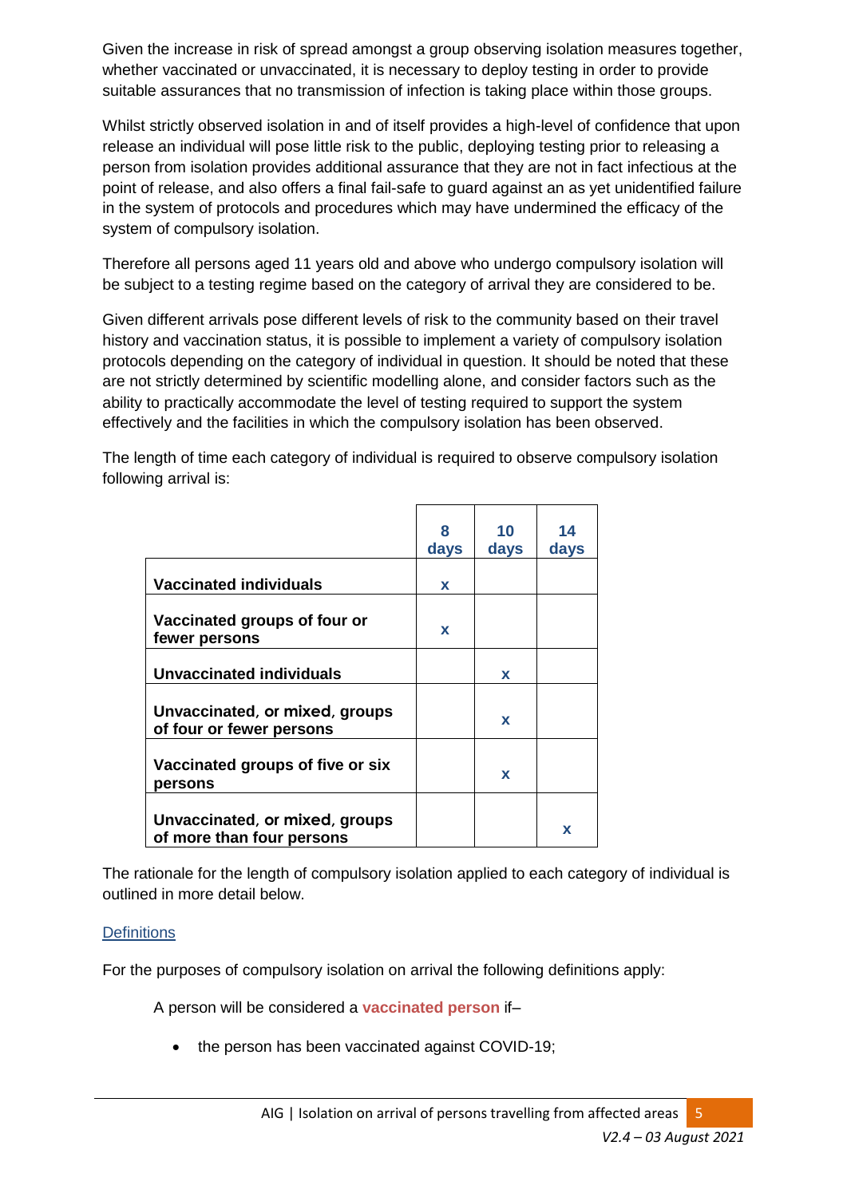Given the increase in risk of spread amongst a group observing isolation measures together, whether vaccinated or unvaccinated, it is necessary to deploy testing in order to provide suitable assurances that no transmission of infection is taking place within those groups.

Whilst strictly observed isolation in and of itself provides a high-level of confidence that upon release an individual will pose little risk to the public, deploying testing prior to releasing a person from isolation provides additional assurance that they are not in fact infectious at the point of release, and also offers a final fail-safe to guard against an as yet unidentified failure in the system of protocols and procedures which may have undermined the efficacy of the system of compulsory isolation.

Therefore all persons aged 11 years old and above who undergo compulsory isolation will be subject to a testing regime based on the category of arrival they are considered to be.

Given different arrivals pose different levels of risk to the community based on their travel history and vaccination status, it is possible to implement a variety of compulsory isolation protocols depending on the category of individual in question. It should be noted that these are not strictly determined by scientific modelling alone, and consider factors such as the ability to practically accommodate the level of testing required to support the system effectively and the facilities in which the compulsory isolation has been observed.

The length of time each category of individual is required to observe compulsory isolation following arrival is:

| | 8 days | 10 days | 14 days |
|---|---|---|---|
| **Vaccinated individuals** | x | | |
| **Vaccinated groups of four or fewer persons** | x | | |
| **Unvaccinated individuals** | | x | |
| **Unvaccinated, or mixed, groups of four or fewer persons** | | x | |
| **Vaccinated groups of five or six persons** | | x | |
| **Unvaccinated, or mixed, groups of more than four persons** | | | x |

The rationale for the length of compulsory isolation applied to each category of individual is outlined in more detail below.

## Definitions

For the purposes of compulsory isolation on arrival the following definitions apply:

A person will be considered a **vaccinated person** if–

- the person has been vaccinated against COVID-19;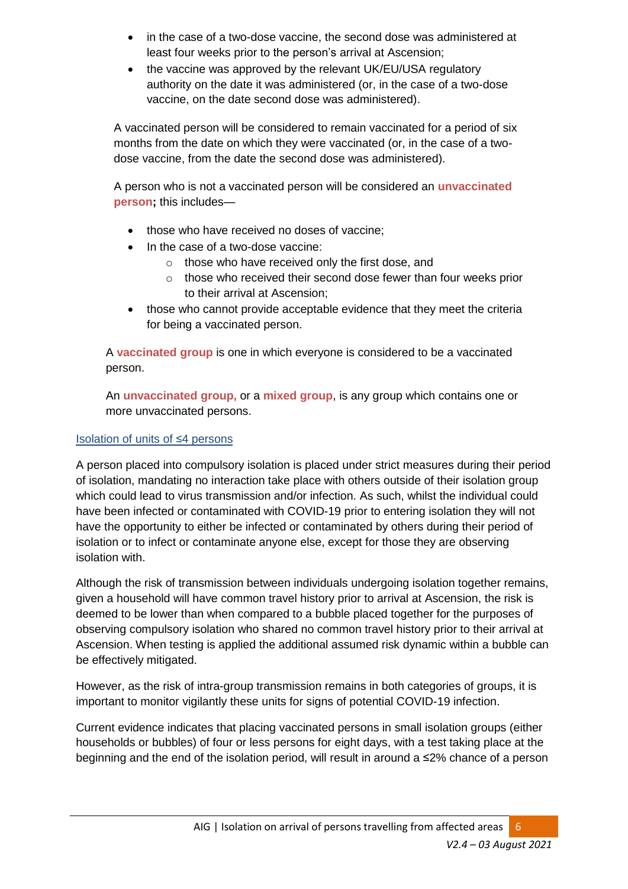- in the case of a two-dose vaccine, the second dose was administered at least four weeks prior to the person's arrival at Ascension;
- the vaccine was approved by the relevant UK/EU/USA regulatory authority on the date it was administered (or, in the case of a two-dose vaccine, on the date second dose was administered).

A vaccinated person will be considered to remain vaccinated for a period of six months from the date on which they were vaccinated (or, in the case of a two-dose vaccine, from the date the second dose was administered).

A person who is not a vaccinated person will be considered an **unvaccinated person;** this includes—

- those who have received no doses of vaccine;
- In the case of a two-dose vaccine:
  - those who have received only the first dose, and
  - those who received their second dose fewer than four weeks prior to their arrival at Ascension;
- those who cannot provide acceptable evidence that they meet the criteria for being a vaccinated person.

A **vaccinated group** is one in which everyone is considered to be a vaccinated person.

An **unvaccinated group,** or a **mixed group**, is any group which contains one or more unvaccinated persons.

## Isolation of units of ≤4 persons

A person placed into compulsory isolation is placed under strict measures during their period of isolation, mandating no interaction take place with others outside of their isolation group which could lead to virus transmission and/or infection. As such, whilst the individual could have been infected or contaminated with COVID-19 prior to entering isolation they will not have the opportunity to either be infected or contaminated by others during their period of isolation or to infect or contaminate anyone else, except for those they are observing isolation with.

Although the risk of transmission between individuals undergoing isolation together remains, given a household will have common travel history prior to arrival at Ascension, the risk is deemed to be lower than when compared to a bubble placed together for the purposes of observing compulsory isolation who shared no common travel history prior to their arrival at Ascension. When testing is applied the additional assumed risk dynamic within a bubble can be effectively mitigated.

However, as the risk of intra-group transmission remains in both categories of groups, it is important to monitor vigilantly these units for signs of potential COVID-19 infection.

Current evidence indicates that placing vaccinated persons in small isolation groups (either households or bubbles) of four or less persons for eight days, with a test taking place at the beginning and the end of the isolation period, will result in around a ≤2% chance of a person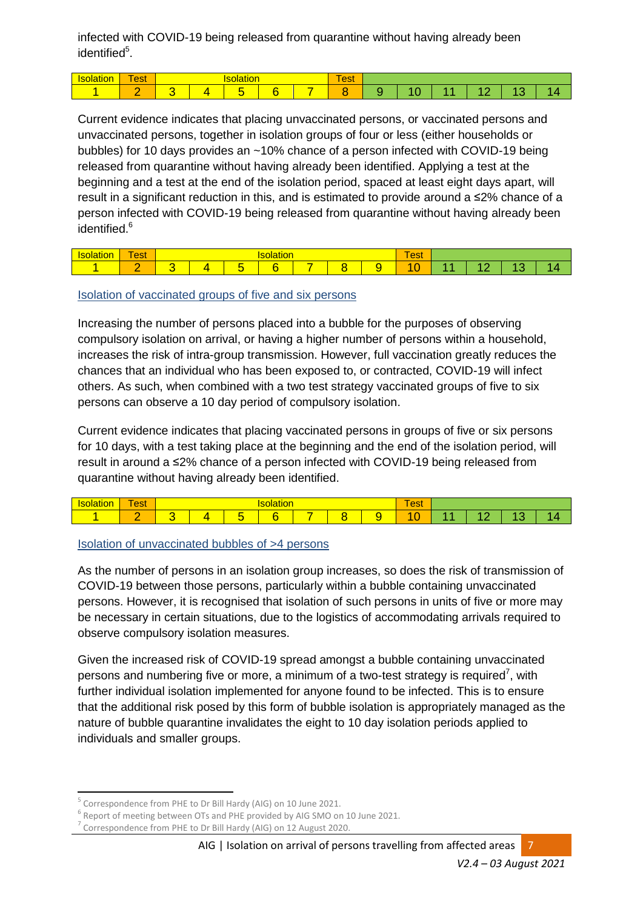infected with COVID-19 being released from quarantine without having already been identified[5].

| Isolation | Test | Isolation | | | | | Test | | | | | | |
|---|---|---|---|---|---|---|---|---|---|---|---|---|---|
| 1 | 2 | 3 | 4 | 5 | 6 | 7 | 8 | 9 | 10 | 11 | 12 | 13 | 14 |

Current evidence indicates that placing unvaccinated persons, or vaccinated persons and unvaccinated persons, together in isolation groups of four or less (either households or bubbles) for 10 days provides an ~10% chance of a person infected with COVID-19 being released from quarantine without having already been identified. Applying a test at the beginning and a test at the end of the isolation period, spaced at least eight days apart, will result in a significant reduction in this, and is estimated to provide around a ≤2% chance of a person infected with COVID-19 being released from quarantine without having already been identified.[6]

| Isolation | Test | Isolation | | | | | | | Test | | | | |
|---|---|---|---|---|---|---|---|---|---|---|---|---|---|
| 1 | 2 | 3 | 4 | 5 | 6 | 7 | 8 | 9 | 10 | 11 | 12 | 13 | 14 |

### Isolation of vaccinated groups of five and six persons

Increasing the number of persons placed into a bubble for the purposes of observing compulsory isolation on arrival, or having a higher number of persons within a household, increases the risk of intra-group transmission. However, full vaccination greatly reduces the chances that an individual who has been exposed to, or contracted, COVID-19 will infect others. As such, when combined with a two test strategy vaccinated groups of five to six persons can observe a 10 day period of compulsory isolation.

Current evidence indicates that placing vaccinated persons in groups of five or six persons for 10 days, with a test taking place at the beginning and the end of the isolation period, will result in around a ≤2% chance of a person infected with COVID-19 being released from quarantine without having already been identified.

| Isolation | Test | Isolation | | | | | | | Test | | | | |
|---|---|---|---|---|---|---|---|---|---|---|---|---|---|
| 1 | 2 | 3 | 4 | 5 | 6 | 7 | 8 | 9 | 10 | 11 | 12 | 13 | 14 |

### Isolation of unvaccinated bubbles of >4 persons

As the number of persons in an isolation group increases, so does the risk of transmission of COVID-19 between those persons, particularly within a bubble containing unvaccinated persons. However, it is recognised that isolation of such persons in units of five or more may be necessary in certain situations, due to the logistics of accommodating arrivals required to observe compulsory isolation measures.

Given the increased risk of COVID-19 spread amongst a bubble containing unvaccinated persons and numbering five or more, a minimum of a two-test strategy is required[7], with further individual isolation implemented for anyone found to be infected. This is to ensure that the additional risk posed by this form of bubble isolation is appropriately managed as the nature of bubble quarantine invalidates the eight to 10 day isolation periods applied to individuals and smaller groups.

---

[5] Correspondence from PHE to Dr Bill Hardy (AIG) on 10 June 2021.

[6] Report of meeting between OTs and PHE provided by AIG SMO on 10 June 2021.

[7] Correspondence from PHE to Dr Bill Hardy (AIG) on 12 August 2020.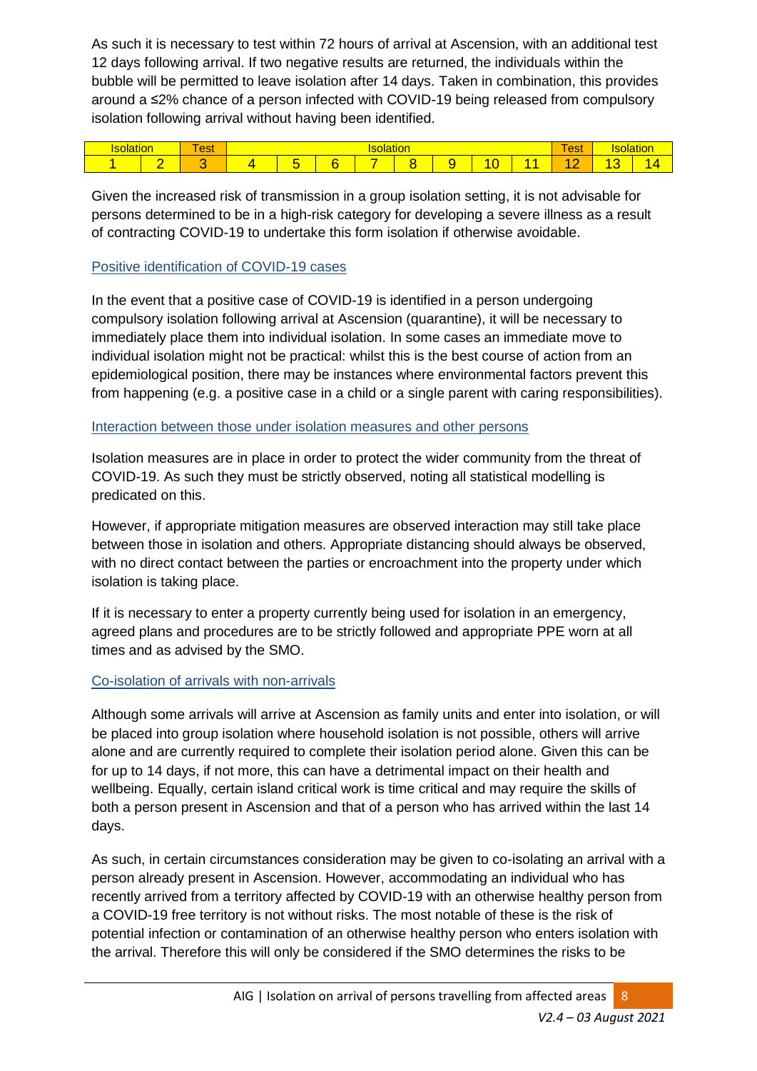As such it is necessary to test within 72 hours of arrival at Ascension, with an additional test 12 days following arrival. If two negative results are returned, the individuals within the bubble will be permitted to leave isolation after 14 days. Taken in combination, this provides around a ≤2% chance of a person infected with COVID-19 being released from compulsory isolation following arrival without having been identified.

| Isolation | | Test | Isolation | | | | | | | | Test | Isolation | |
|---|---|---|---|---|---|---|---|---|---|---|---|---|---|
| 1 | 2 | 3 | 4 | 5 | 6 | 7 | 8 | 9 | 10 | 11 | 12 | 13 | 14 |

Given the increased risk of transmission in a group isolation setting, it is not advisable for persons determined to be in a high-risk category for developing a severe illness as a result of contracting COVID-19 to undertake this form isolation if otherwise avoidable.

### Positive identification of COVID-19 cases

In the event that a positive case of COVID-19 is identified in a person undergoing compulsory isolation following arrival at Ascension (quarantine), it will be necessary to immediately place them into individual isolation. In some cases an immediate move to individual isolation might not be practical: whilst this is the best course of action from an epidemiological position, there may be instances where environmental factors prevent this from happening (e.g. a positive case in a child or a single parent with caring responsibilities).

### Interaction between those under isolation measures and other persons

Isolation measures are in place in order to protect the wider community from the threat of COVID-19. As such they must be strictly observed, noting all statistical modelling is predicated on this.

However, if appropriate mitigation measures are observed interaction may still take place between those in isolation and others. Appropriate distancing should always be observed, with no direct contact between the parties or encroachment into the property under which isolation is taking place.

If it is necessary to enter a property currently being used for isolation in an emergency, agreed plans and procedures are to be strictly followed and appropriate PPE worn at all times and as advised by the SMO.

### Co-isolation of arrivals with non-arrivals

Although some arrivals will arrive at Ascension as family units and enter into isolation, or will be placed into group isolation where household isolation is not possible, others will arrive alone and are currently required to complete their isolation period alone. Given this can be for up to 14 days, if not more, this can have a detrimental impact on their health and wellbeing. Equally, certain island critical work is time critical and may require the skills of both a person present in Ascension and that of a person who has arrived within the last 14 days.

As such, in certain circumstances consideration may be given to co-isolating an arrival with a person already present in Ascension. However, accommodating an individual who has recently arrived from a territory affected by COVID-19 with an otherwise healthy person from a COVID-19 free territory is not without risks. The most notable of these is the risk of potential infection or contamination of an otherwise healthy person who enters isolation with the arrival. Therefore this will only be considered if the SMO determines the risks to be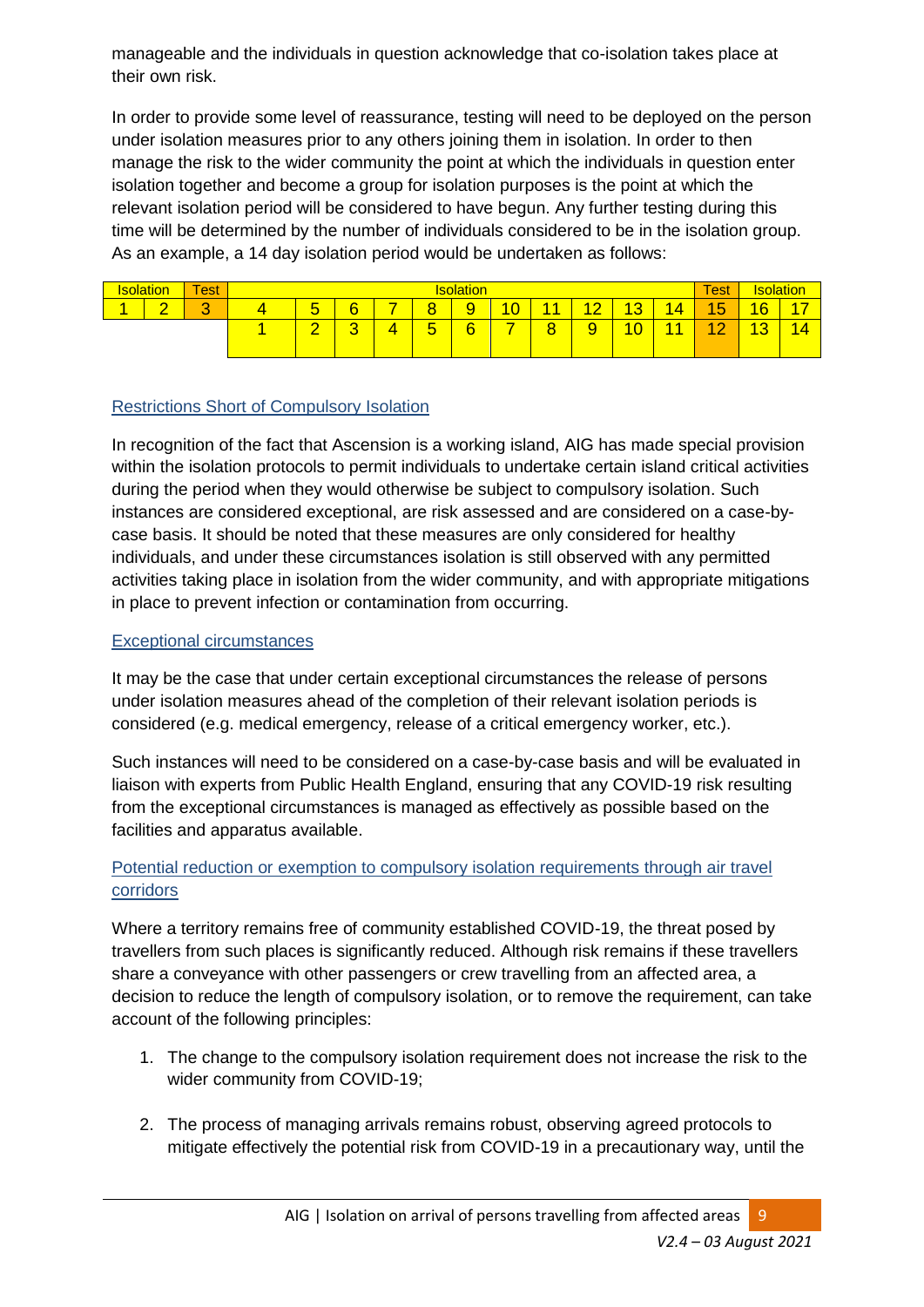manageable and the individuals in question acknowledge that co-isolation takes place at their own risk.

In order to provide some level of reassurance, testing will need to be deployed on the person under isolation measures prior to any others joining them in isolation. In order to then manage the risk to the wider community the point at which the individuals in question enter isolation together and become a group for isolation purposes is the point at which the relevant isolation period will be considered to have begun. Any further testing during this time will be determined by the number of individuals considered to be in the isolation group. As an example, a 14 day isolation period would be undertaken as follows:

| Isolation | | Test | Isolation | | | | | | | | | | | Test | Isolation | |
|---|---|---|---|---|---|---|---|---|---|---|---|---|---|---|---|---|
| 1 | 2 | 3 | 4 | 5 | 6 | 7 | 8 | 9 | 10 | 11 | 12 | 13 | 14 | 15 | 16 | 17 |
| | | | 1 | 2 | 3 | 4 | 5 | 6 | 7 | 8 | 9 | 10 | 11 | 12 | 13 | 14 |

## Restrictions Short of Compulsory Isolation

In recognition of the fact that Ascension is a working island, AIG has made special provision within the isolation protocols to permit individuals to undertake certain island critical activities during the period when they would otherwise be subject to compulsory isolation. Such instances are considered exceptional, are risk assessed and are considered on a case-by-case basis. It should be noted that these measures are only considered for healthy individuals, and under these circumstances isolation is still observed with any permitted activities taking place in isolation from the wider community, and with appropriate mitigations in place to prevent infection or contamination from occurring.

## Exceptional circumstances

It may be the case that under certain exceptional circumstances the release of persons under isolation measures ahead of the completion of their relevant isolation periods is considered (e.g. medical emergency, release of a critical emergency worker, etc.).

Such instances will need to be considered on a case-by-case basis and will be evaluated in liaison with experts from Public Health England, ensuring that any COVID-19 risk resulting from the exceptional circumstances is managed as effectively as possible based on the facilities and apparatus available.

## Potential reduction or exemption to compulsory isolation requirements through air travel corridors

Where a territory remains free of community established COVID-19, the threat posed by travellers from such places is significantly reduced. Although risk remains if these travellers share a conveyance with other passengers or crew travelling from an affected area, a decision to reduce the length of compulsory isolation, or to remove the requirement, can take account of the following principles:

1. The change to the compulsory isolation requirement does not increase the risk to the wider community from COVID-19;
2. The process of managing arrivals remains robust, observing agreed protocols to mitigate effectively the potential risk from COVID-19 in a precautionary way, until the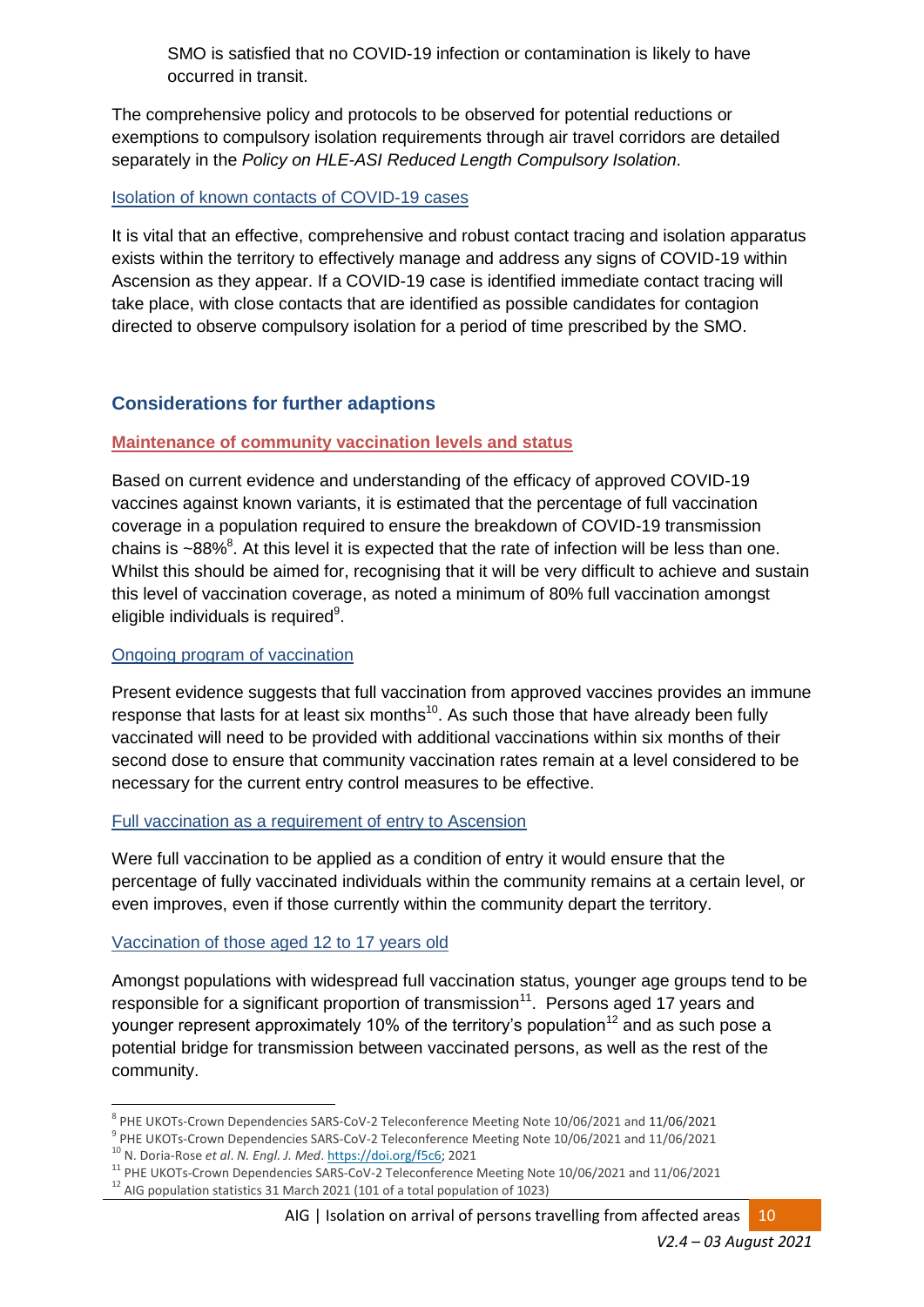SMO is satisfied that no COVID-19 infection or contamination is likely to have occurred in transit.

The comprehensive policy and protocols to be observed for potential reductions or exemptions to compulsory isolation requirements through air travel corridors are detailed separately in the *Policy on HLE-ASI Reduced Length Compulsory Isolation*.

### Isolation of known contacts of COVID-19 cases

It is vital that an effective, comprehensive and robust contact tracing and isolation apparatus exists within the territory to effectively manage and address any signs of COVID-19 within Ascension as they appear. If a COVID-19 case is identified immediate contact tracing will take place, with close contacts that are identified as possible candidates for contagion directed to observe compulsory isolation for a period of time prescribed by the SMO.

## Considerations for further adaptions

### Maintenance of community vaccination levels and status

Based on current evidence and understanding of the efficacy of approved COVID-19 vaccines against known variants, it is estimated that the percentage of full vaccination coverage in a population required to ensure the breakdown of COVID-19 transmission chains is ~88%[8]. At this level it is expected that the rate of infection will be less than one. Whilst this should be aimed for, recognising that it will be very difficult to achieve and sustain this level of vaccination coverage, as noted a minimum of 80% full vaccination amongst eligible individuals is required[9].

### Ongoing program of vaccination

Present evidence suggests that full vaccination from approved vaccines provides an immune response that lasts for at least six months[10]. As such those that have already been fully vaccinated will need to be provided with additional vaccinations within six months of their second dose to ensure that community vaccination rates remain at a level considered to be necessary for the current entry control measures to be effective.

### Full vaccination as a requirement of entry to Ascension

Were full vaccination to be applied as a condition of entry it would ensure that the percentage of fully vaccinated individuals within the community remains at a certain level, or even improves, even if those currently within the community depart the territory.

### Vaccination of those aged 12 to 17 years old

Amongst populations with widespread full vaccination status, younger age groups tend to be responsible for a significant proportion of transmission[11]. Persons aged 17 years and younger represent approximately 10% of the territory's population[12] and as such pose a potential bridge for transmission between vaccinated persons, as well as the rest of the community.

---

[8] PHE UKOTs-Crown Dependencies SARS-CoV-2 Teleconference Meeting Note 10/06/2021 and 11/06/2021

[9] PHE UKOTs-Crown Dependencies SARS-CoV-2 Teleconference Meeting Note 10/06/2021 and 11/06/2021

[10] N. Doria-Rose *et al*. *N. Engl. J. Med*. https://doi.org/f5c6; 2021

[11] PHE UKOTs-Crown Dependencies SARS-CoV-2 Teleconference Meeting Note 10/06/2021 and 11/06/2021

[12] AIG population statistics 31 March 2021 (101 of a total population of 1023)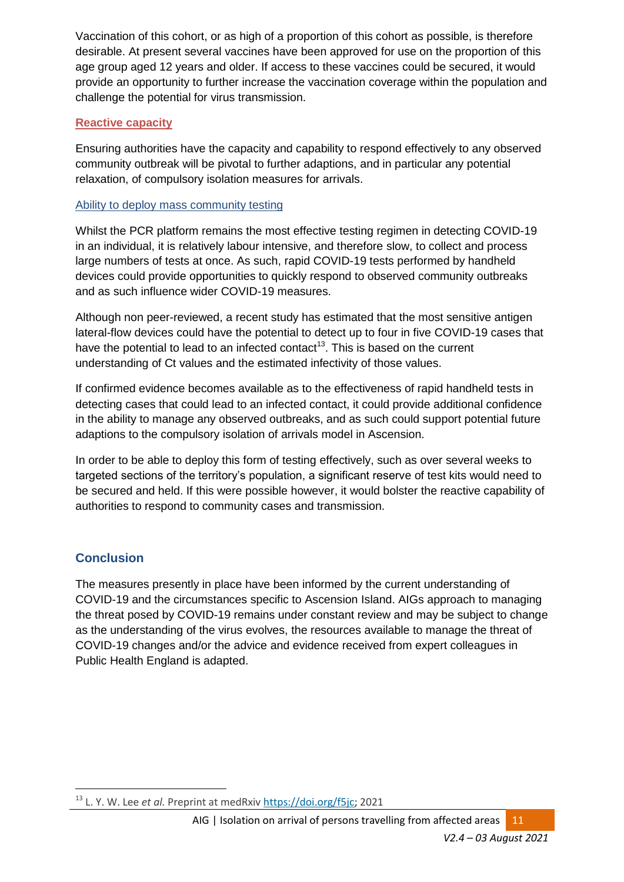Vaccination of this cohort, or as high of a proportion of this cohort as possible, is therefore desirable. At present several vaccines have been approved for use on the proportion of this age group aged 12 years and older. If access to these vaccines could be secured, it would provide an opportunity to further increase the vaccination coverage within the population and challenge the potential for virus transmission.

### Reactive capacity

Ensuring authorities have the capacity and capability to respond effectively to any observed community outbreak will be pivotal to further adaptions, and in particular any potential relaxation, of compulsory isolation measures for arrivals.

#### Ability to deploy mass community testing

Whilst the PCR platform remains the most effective testing regimen in detecting COVID-19 in an individual, it is relatively labour intensive, and therefore slow, to collect and process large numbers of tests at once. As such, rapid COVID-19 tests performed by handheld devices could provide opportunities to quickly respond to observed community outbreaks and as such influence wider COVID-19 measures.

Although non peer-reviewed, a recent study has estimated that the most sensitive antigen lateral-flow devices could have the potential to detect up to four in five COVID-19 cases that have the potential to lead to an infected contact[13]. This is based on the current understanding of Ct values and the estimated infectivity of those values.

If confirmed evidence becomes available as to the effectiveness of rapid handheld tests in detecting cases that could lead to an infected contact, it could provide additional confidence in the ability to manage any observed outbreaks, and as such could support potential future adaptions to the compulsory isolation of arrivals model in Ascension.

In order to be able to deploy this form of testing effectively, such as over several weeks to targeted sections of the territory's population, a significant reserve of test kits would need to be secured and held. If this were possible however, it would bolster the reactive capability of authorities to respond to community cases and transmission.

## Conclusion

The measures presently in place have been informed by the current understanding of COVID-19 and the circumstances specific to Ascension Island. AIGs approach to managing the threat posed by COVID-19 remains under constant review and may be subject to change as the understanding of the virus evolves, the resources available to manage the threat of COVID-19 changes and/or the advice and evidence received from expert colleagues in Public Health England is adapted.

[13] L. Y. W. Lee *et al.* Preprint at medRxiv https://doi.org/f5jc; 2021